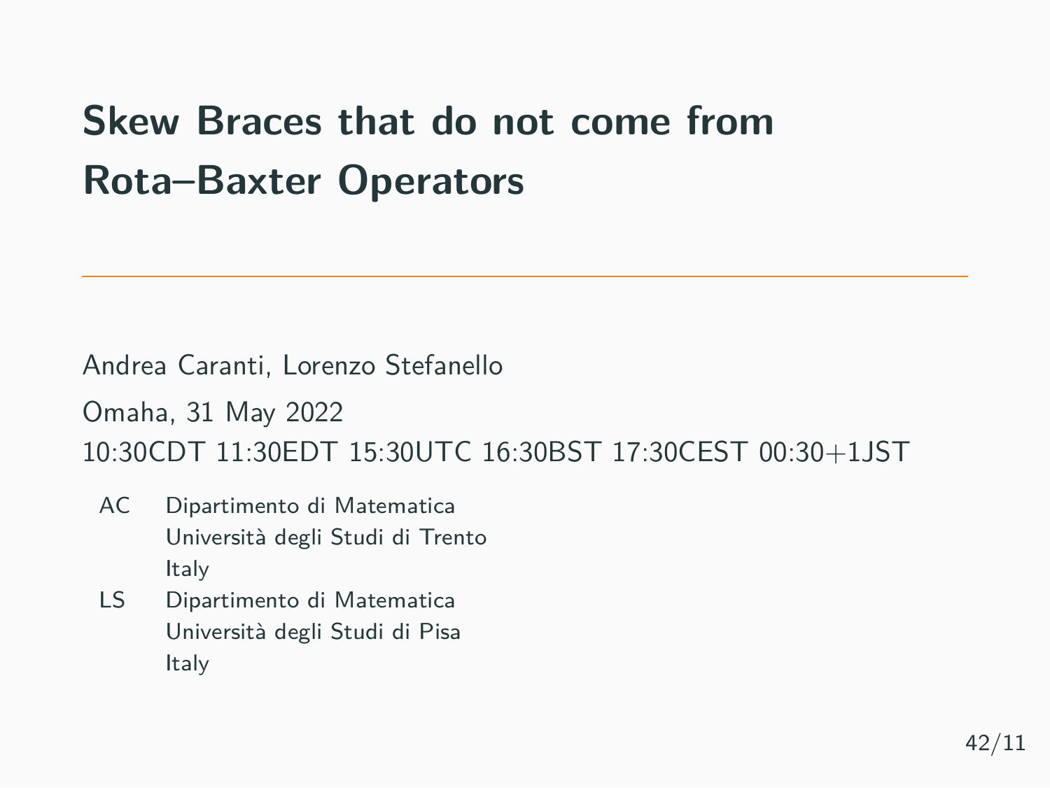# Skew Braces that do not come from Rota–Baxter Operators

---

Andrea Caranti, Lorenzo Stefanello

Omaha, 31 May 2022

10:30CDT 11:30EDT 15:30UTC 16:30BST 17:30CEST 00:30+1JST

AC Dipartimento di Matematica
Università degli Studi di Trento
Italy

LS Dipartimento di Matematica
Università degli Studi di Pisa
Italy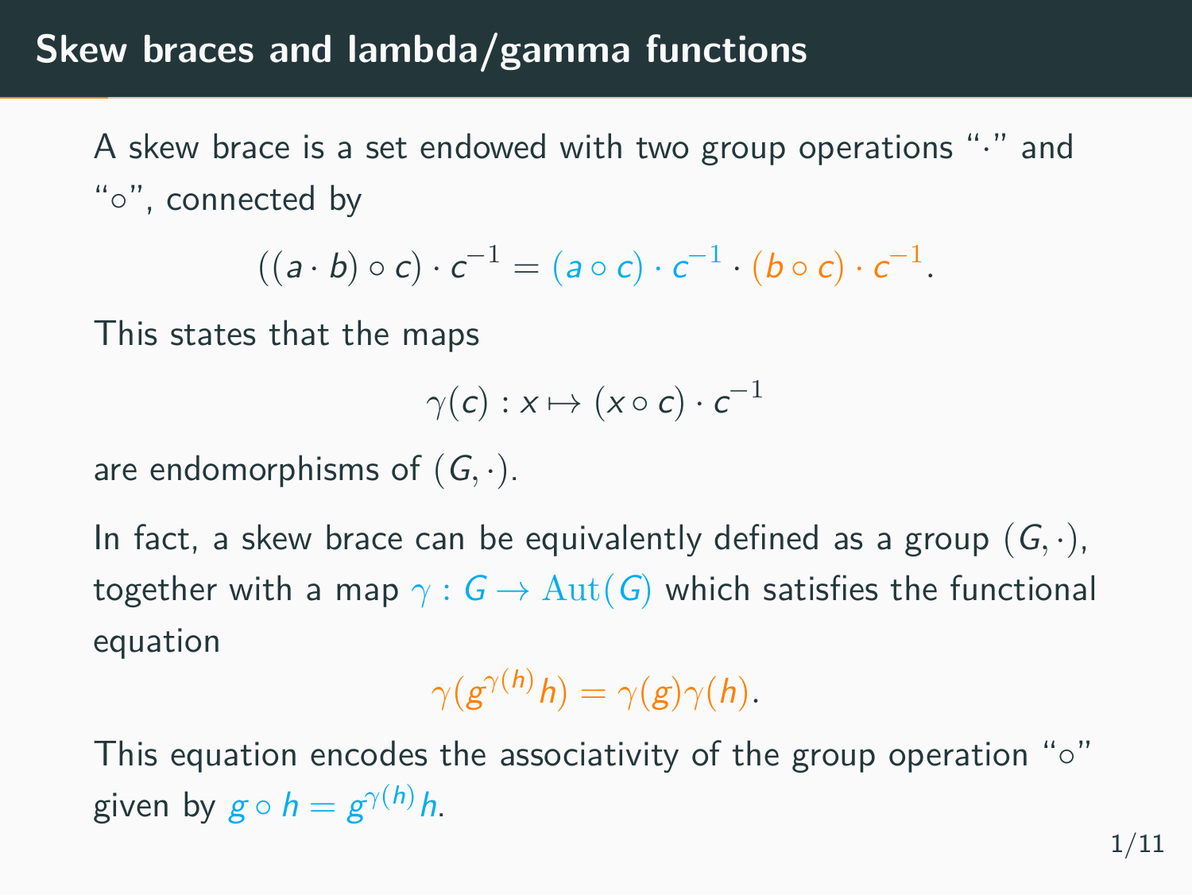# Skew braces and lambda/gamma functions

A skew brace is a set endowed with two group operations "$\cdot$" and "$\circ$", connected by

$$((a \cdot b) \circ c) \cdot c^{-1} = (a \circ c) \cdot c^{-1} \cdot (b \circ c) \cdot c^{-1}.$$

This states that the maps

$$\gamma(c) : x \mapsto (x \circ c) \cdot c^{-1}$$

are endomorphisms of $(G, \cdot)$.

In fact, a skew brace can be equivalently defined as a group $(G, \cdot)$, together with a map $\gamma : G \to \mathrm{Aut}(G)$ which satisfies the functional equation

$$\gamma(g^{\gamma(h)} h) = \gamma(g)\gamma(h).$$

This equation encodes the associativity of the group operation "$\circ$" given by $g \circ h = g^{\gamma(h)} h$.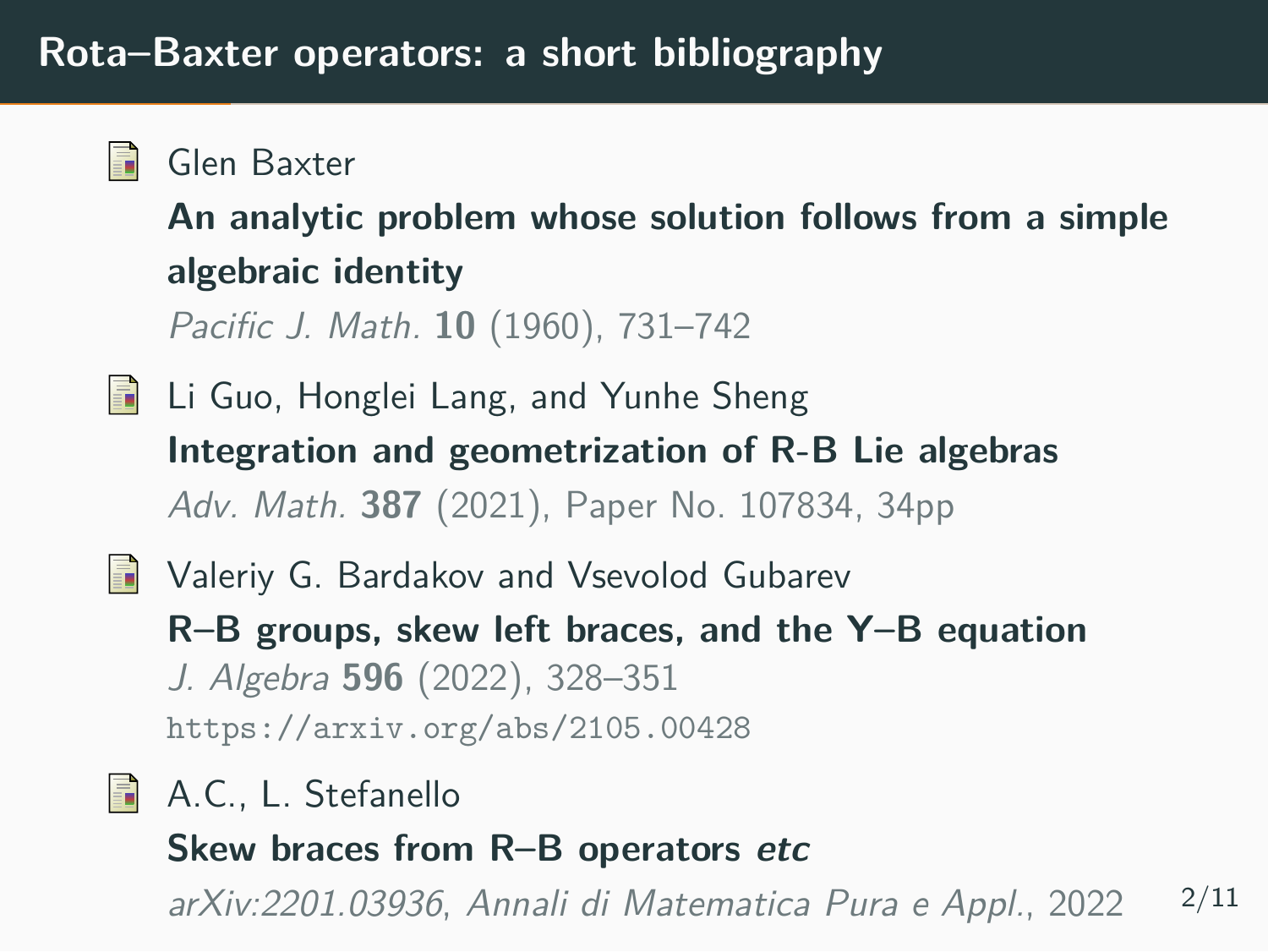# Rota–Baxter operators: a short bibliography

- Glen Baxter
  **An analytic problem whose solution follows from a simple algebraic identity**
  *Pacific J. Math.* **10** (1960), 731–742

- Li Guo, Honglei Lang, and Yunhe Sheng
  **Integration and geometrization of R-B Lie algebras**
  *Adv. Math.* **387** (2021), Paper No. 107834, 34pp

- Valeriy G. Bardakov and Vsevolod Gubarev
  **R–B groups, skew left braces, and the Y–B equation**
  *J. Algebra* **596** (2022), 328–351
  `https://arxiv.org/abs/2105.00428`

- A.C., L. Stefanello
  **Skew braces from R–B operators *etc***
  *arXiv:2201.03936*, *Annali di Matematica Pura e Appl.*, 2022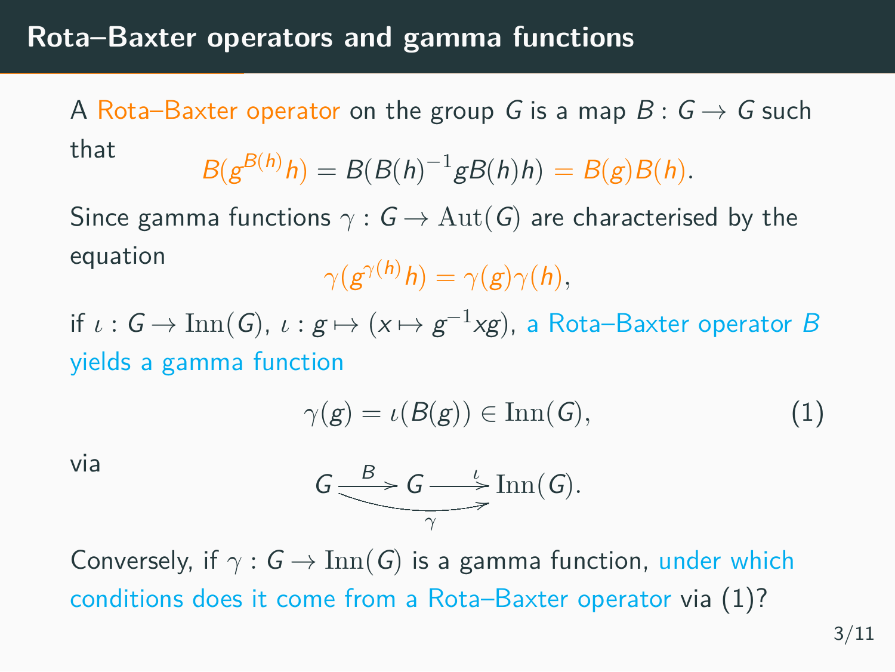## Rota–Baxter operators and gamma functions

A Rota–Baxter operator on the group $G$ is a map $B \colon G \to G$ such that

$$B(g^{B(h)}h) = B(B(h)^{-1}gB(h)h) = B(g)B(h).$$

Since gamma functions $\gamma : G \to \mathrm{Aut}(G)$ are characterised by the equation

$$\gamma(g^{\gamma(h)}h) = \gamma(g)\gamma(h),$$

if $\iota : G \to \mathrm{Inn}(G)$, $\iota : g \mapsto (x \mapsto g^{-1}xg)$, a Rota–Baxter operator $B$ yields a gamma function

$$\gamma(g) = \iota(B(g)) \in \mathrm{Inn}(G), \tag{1}$$

via

$$G \xrightarrow{B} G \xrightarrow{\iota} \mathrm{Inn}(G), \qquad \gamma = \iota \circ B.$$

Conversely, if $\gamma : G \to \mathrm{Inn}(G)$ is a gamma function, under which conditions does it come from a Rota–Baxter operator via (1)?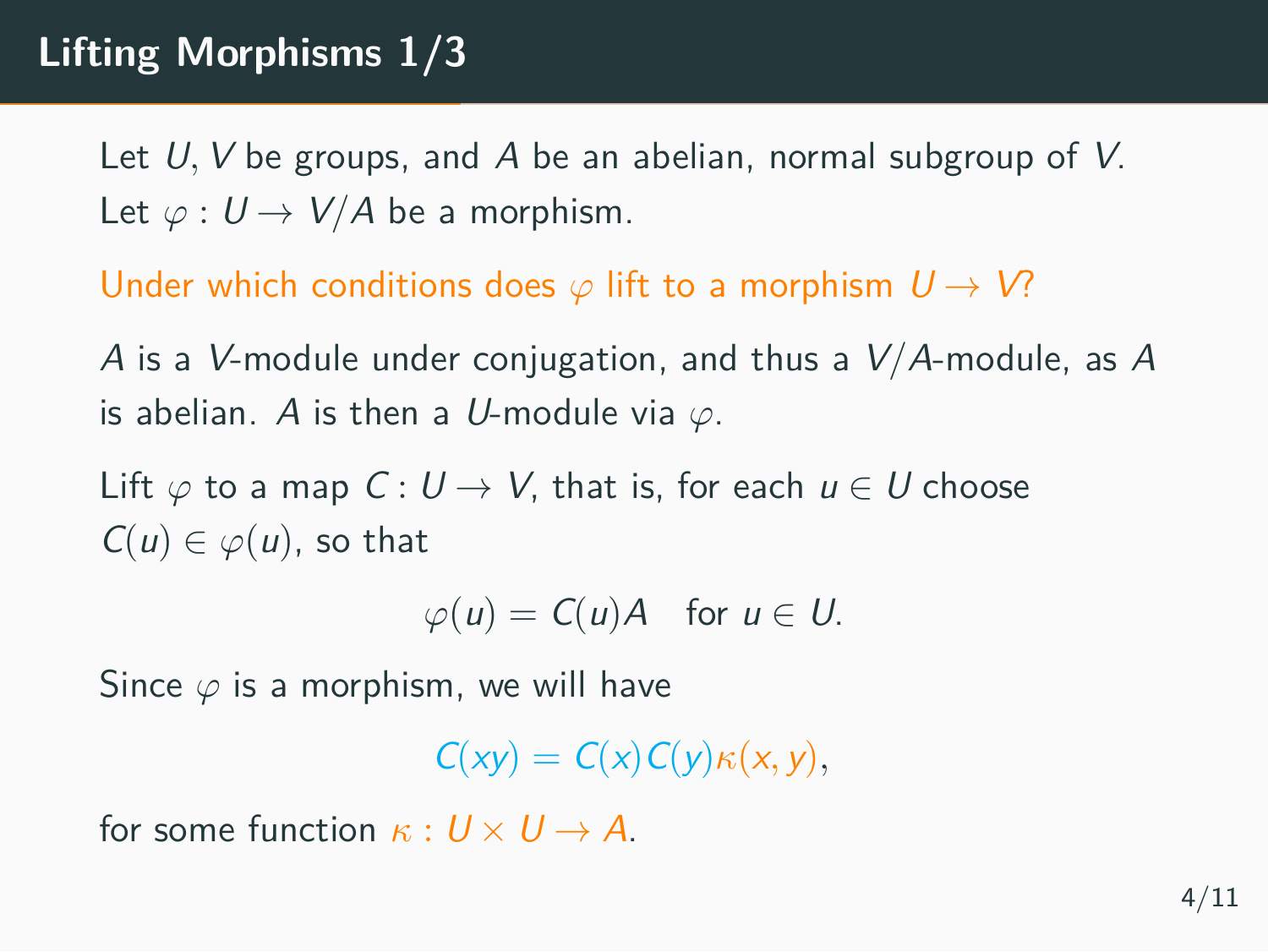# Lifting Morphisms 1/3

Let $U, V$ be groups, and $A$ be an abelian, normal subgroup of $V$.
Let $\varphi : U \to V/A$ be a morphism.

Under which conditions does $\varphi$ lift to a morphism $U \to V$?

$A$ is a $V$-module under conjugation, and thus a $V/A$-module, as $A$ is abelian. $A$ is then a $U$-module via $\varphi$.

Lift $\varphi$ to a map $C : U \to V$, that is, for each $u \in U$ choose $C(u) \in \varphi(u)$, so that

$$\varphi(u) = C(u)A \quad \text{for } u \in U.$$

Since $\varphi$ is a morphism, we will have

$$C(xy) = C(x)C(y)\kappa(x, y),$$

for some function $\kappa : U \times U \to A$.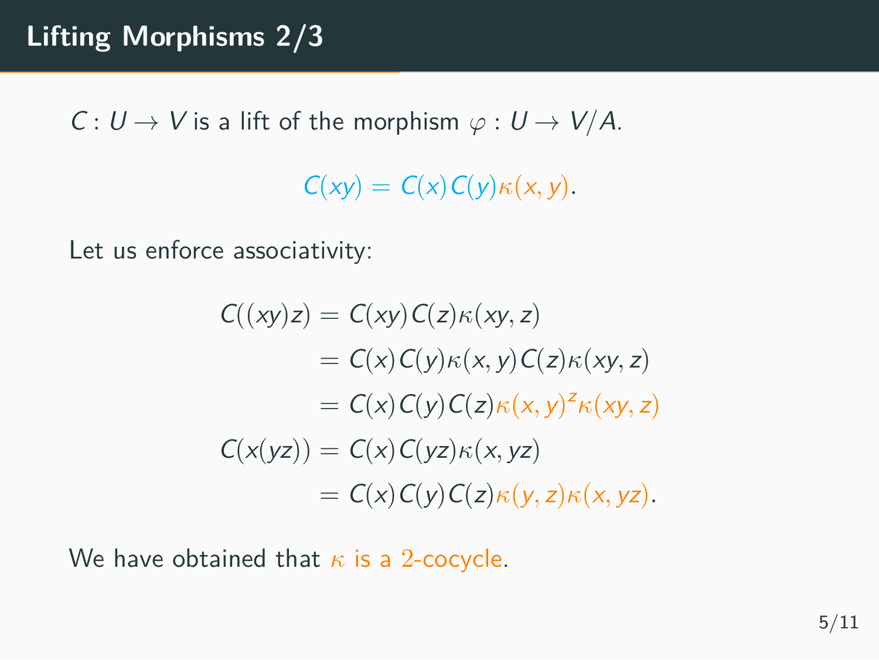# Lifting Morphisms 2/3

$C : U \to V$ is a lift of the morphism $\varphi : U \to V/A$.

$$C(xy) = C(x)C(y)\kappa(x,y).$$

Let us enforce associativity:

$$
\begin{aligned}
C((xy)z) &= C(xy)C(z)\kappa(xy,z) \\
&= C(x)C(y)\kappa(x,y)C(z)\kappa(xy,z) \\
&= C(x)C(y)C(z)\kappa(x,y)^z\kappa(xy,z) \\
C(x(yz)) &= C(x)C(yz)\kappa(x,yz) \\
&= C(x)C(y)C(z)\kappa(y,z)\kappa(x,yz).
\end{aligned}
$$

We have obtained that $\kappa$ is a $2$-cocycle.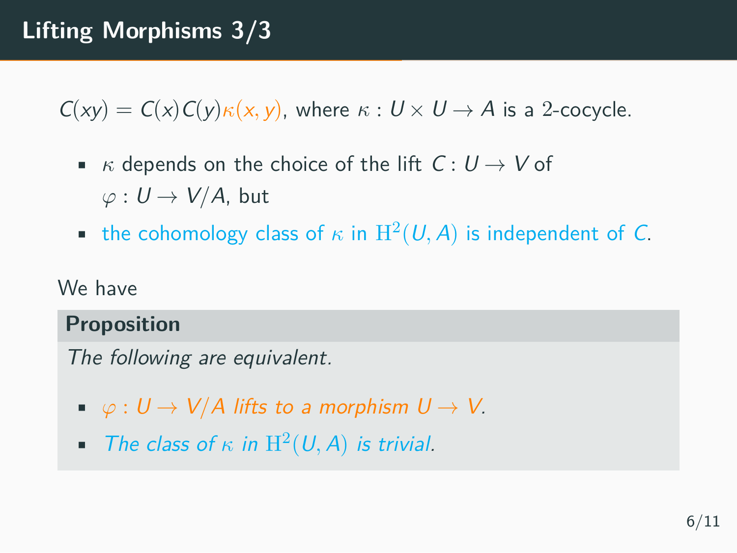# Lifting Morphisms 3/3

$C(xy) = C(x)C(y)\kappa(x, y)$, where $\kappa : U \times U \to A$ is a 2-cocycle.

- $\kappa$ depends on the choice of the lift $C : U \to V$ of $\varphi : U \to V/A$, but
- the cohomology class of $\kappa$ in $\mathrm{H}^2(U, A)$ is independent of $C$.

We have

**Proposition**

*The following are equivalent.*

- *$\varphi : U \to V/A$ lifts to a morphism $U \to V$.*
- *The class of $\kappa$ in $\mathrm{H}^2(U, A)$ is trivial.*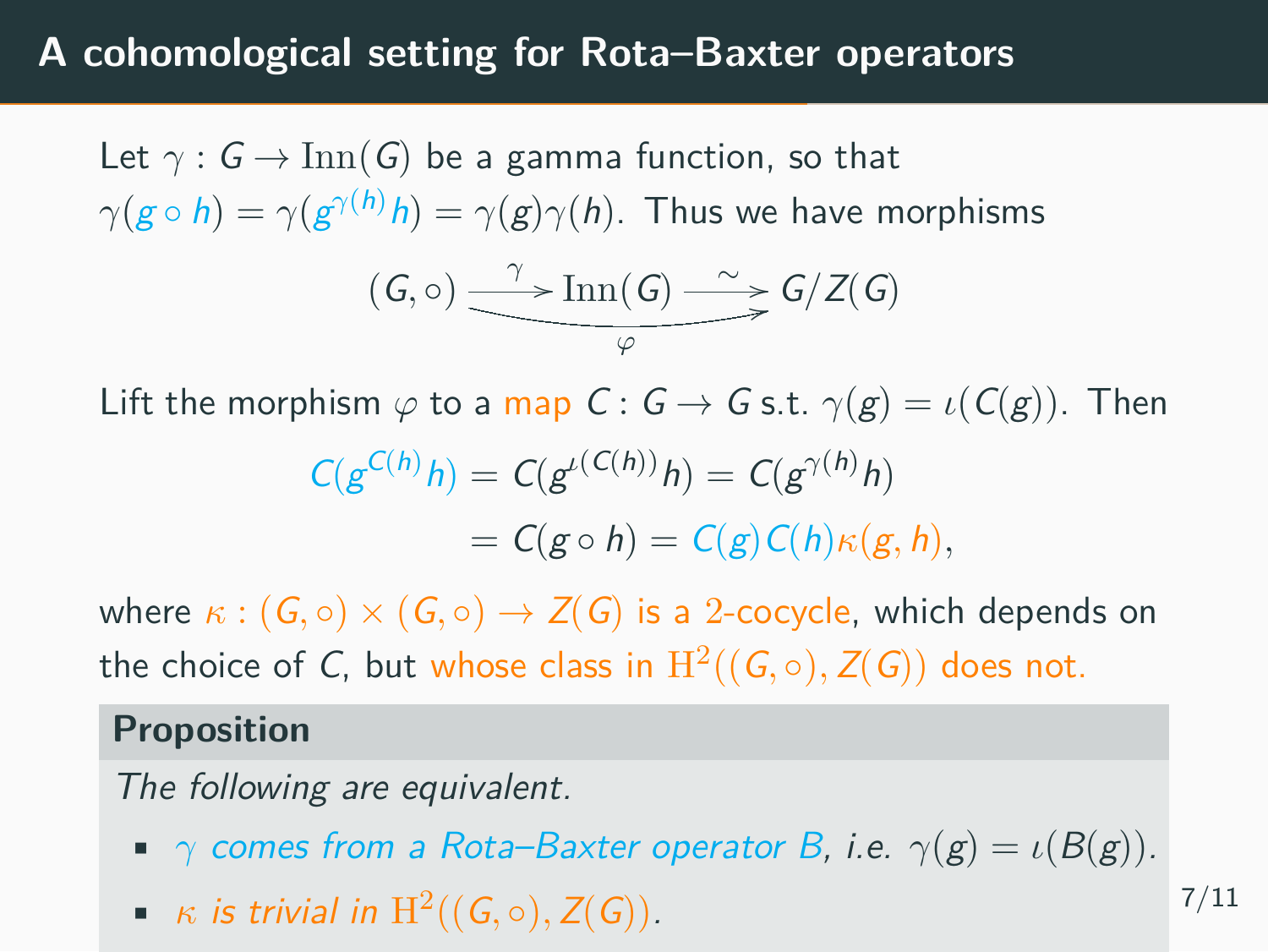# A cohomological setting for Rota–Baxter operators

Let $\gamma : G \to \mathrm{Inn}(G)$ be a gamma function, so that $\gamma(g \circ h) = \gamma(g^{\gamma(h)} h) = \gamma(g)\gamma(h)$. Thus we have morphisms

$$(G, \circ) \xrightarrow{\gamma} \mathrm{Inn}(G) \xrightarrow{\sim} G/Z(G)$$

with the composite $(G, \circ) \to G/Z(G)$ denoted $\varphi$.

Lift the morphism $\varphi$ to a map $C : G \to G$ s.t. $\gamma(g) = \iota(C(g))$. Then

$$\begin{aligned} C(g^{C(h)} h) &= C(g^{\iota(C(h))} h) = C(g^{\gamma(h)} h) \\ &= C(g \circ h) = C(g) C(h) \kappa(g, h), \end{aligned}$$

where $\kappa : (G, \circ) \times (G, \circ) \to Z(G)$ is a 2-cocycle, which depends on the choice of $C$, but whose class in $\mathrm{H}^2((G, \circ), Z(G))$ does not.

**Proposition**

*The following are equivalent.*

- *$\gamma$ comes from a Rota–Baxter operator $B$, i.e. $\gamma(g) = \iota(B(g))$.*
- *$\kappa$ is trivial in $\mathrm{H}^2((G, \circ), Z(G))$.*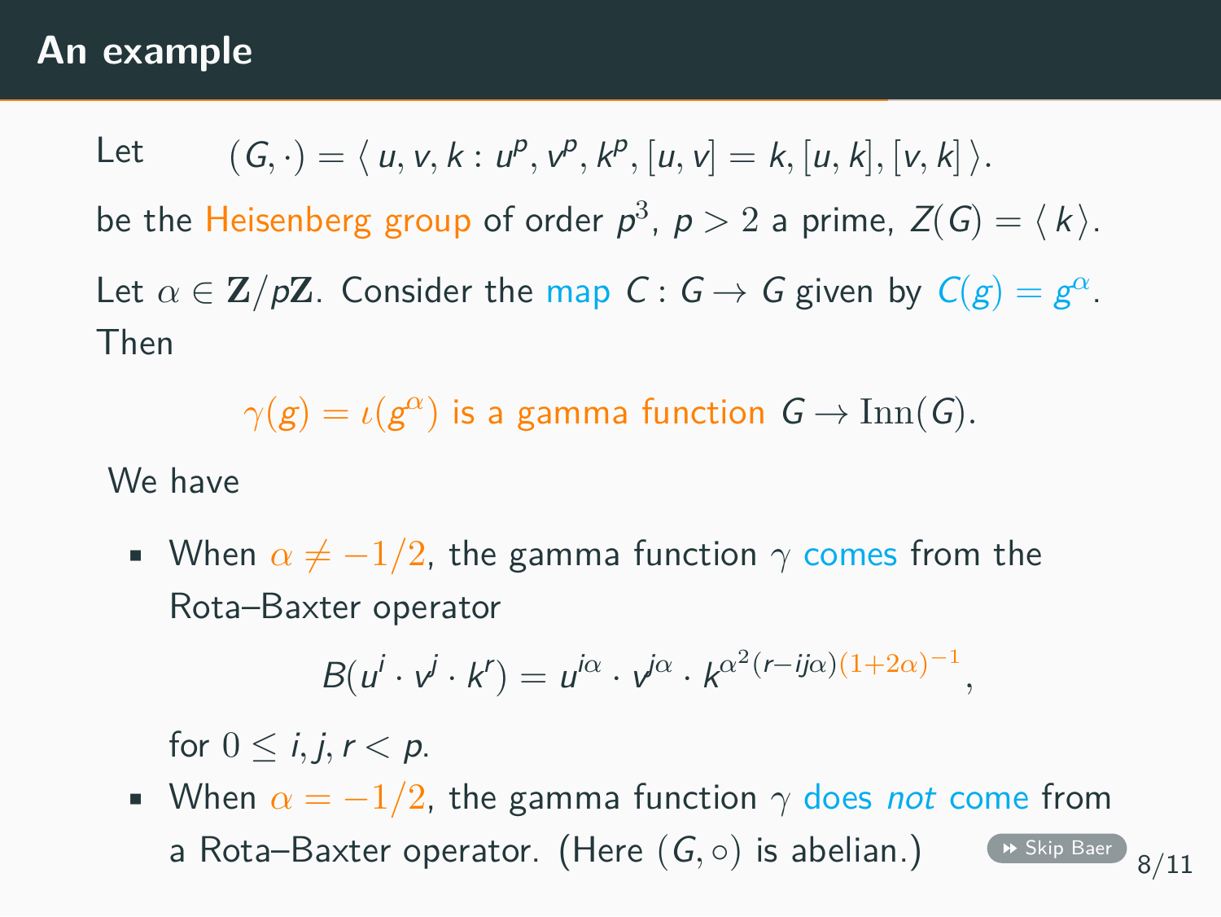# An example

Let $\quad (G, \cdot) = \langle\, u, v, k : u^p, v^p, k^p, [u, v] = k, [u, k], [v, k] \,\rangle.$

be the Heisenberg group of order $p^3$, $p > 2$ a prime, $Z(G) = \langle\, k \,\rangle$.

Let $\alpha \in \mathbf{Z}/p\mathbf{Z}$. Consider the map $C : G \to G$ given by $C(g) = g^\alpha$. Then

$$\gamma(g) = \iota(g^\alpha) \text{ is a gamma function } G \to \mathrm{Inn}(G).$$

We have

- When $\alpha \neq -1/2$, the gamma function $\gamma$ comes from the Rota–Baxter operator

$$B(u^i \cdot v^j \cdot k^r) = u^{i\alpha} \cdot v^{j\alpha} \cdot k^{\alpha^2(r - ij\alpha)(1+2\alpha)^{-1}},$$

  for $0 \leq i, j, r < p$.

- When $\alpha = -1/2$, the gamma function $\gamma$ does *not* come from a Rota–Baxter operator. (Here $(G, \circ)$ is abelian.)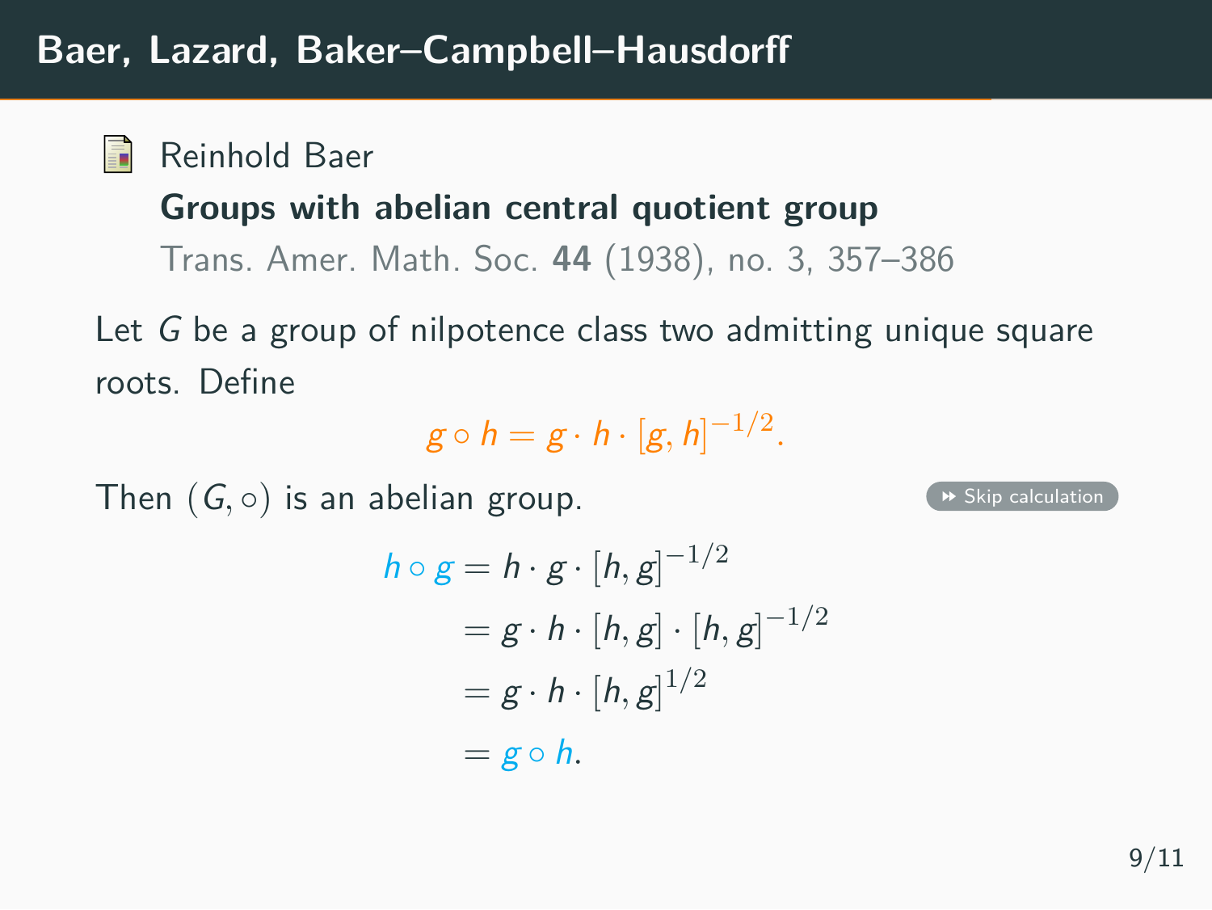# Baer, Lazard, Baker–Campbell–Hausdorff

Reinhold Baer
**Groups with abelian central quotient group**
Trans. Amer. Math. Soc. **44** (1938), no. 3, 357–386

Let $G$ be a group of nilpotence class two admitting unique square roots. Define

$$g \circ h = g \cdot h \cdot [g, h]^{-1/2}.$$

Then $(G, \circ)$ is an abelian group.

Skip calculation

$$\begin{aligned} h \circ g &= h \cdot g \cdot [h, g]^{-1/2} \\ &= g \cdot h \cdot [h, g] \cdot [h, g]^{-1/2} \\ &= g \cdot h \cdot [h, g]^{1/2} \\ &= g \circ h. \end{aligned}$$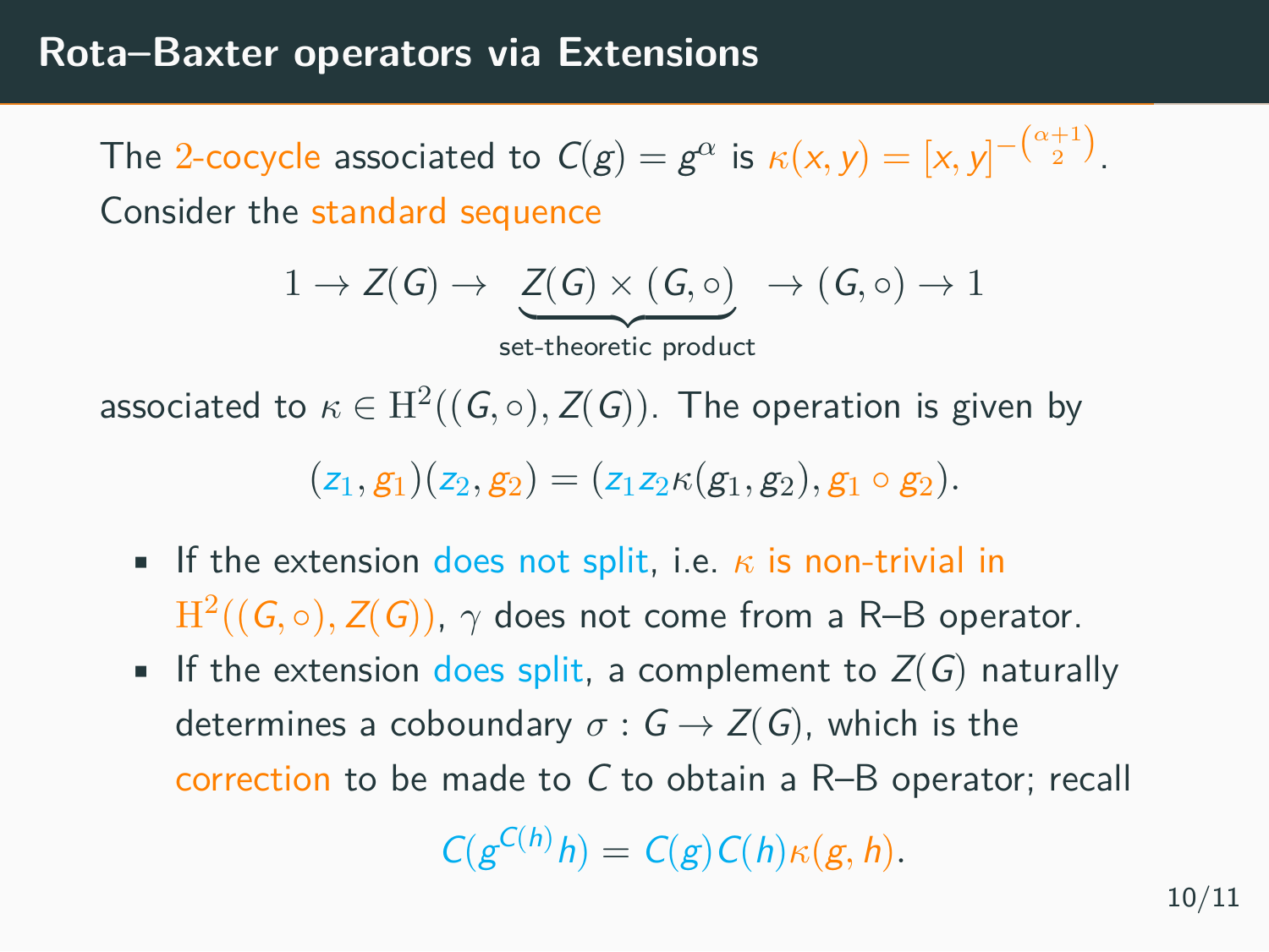# Rota–Baxter operators via Extensions

The 2-cocycle associated to $C(g) = g^{\alpha}$ is $\kappa(x, y) = [x, y]^{-\binom{\alpha+1}{2}}$. Consider the standard sequence

$$1 \to Z(G) \to \underbrace{Z(G) \times (G, \circ)}_{\text{set-theoretic product}} \to (G, \circ) \to 1$$

associated to $\kappa \in \mathrm{H}^2((G, \circ), Z(G))$. The operation is given by

$$(z_1, g_1)(z_2, g_2) = (z_1 z_2 \kappa(g_1, g_2), g_1 \circ g_2).$$

- If the extension does not split, i.e. $\kappa$ is non-trivial in $\mathrm{H}^2((G, \circ), Z(G))$, $\gamma$ does not come from a R–B operator.
- If the extension does split, a complement to $Z(G)$ naturally determines a coboundary $\sigma : G \to Z(G)$, which is the correction to be made to $C$ to obtain a R–B operator; recall

$$C(g^{C(h)} h) = C(g) C(h) \kappa(g, h).$$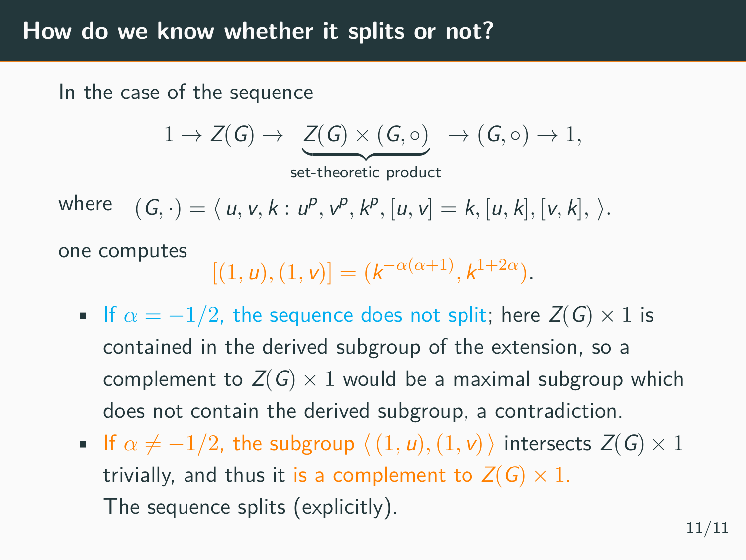# How do we know whether it splits or not?

In the case of the sequence

$$1 \to Z(G) \to \underbrace{Z(G) \times (G, \circ)}_{\text{set-theoretic product}} \to (G, \circ) \to 1,$$

where $\quad (G, \cdot) = \langle\, u, v, k : u^p, v^p, k^p, [u, v] = k, [u, k], [v, k], \,\rangle.$

one computes

$$[(1, u), (1, v)] = (k^{-\alpha(\alpha+1)}, k^{1+2\alpha}).$$

- If $\alpha = -1/2$, the sequence does not split; here $Z(G) \times 1$ is contained in the derived subgroup of the extension, so a complement to $Z(G) \times 1$ would be a maximal subgroup which does not contain the derived subgroup, a contradiction.
- If $\alpha \neq -1/2$, the subgroup $\langle\, (1, u), (1, v) \,\rangle$ intersects $Z(G) \times 1$ trivially, and thus it is a complement to $Z(G) \times 1$.
  The sequence splits (explicitly).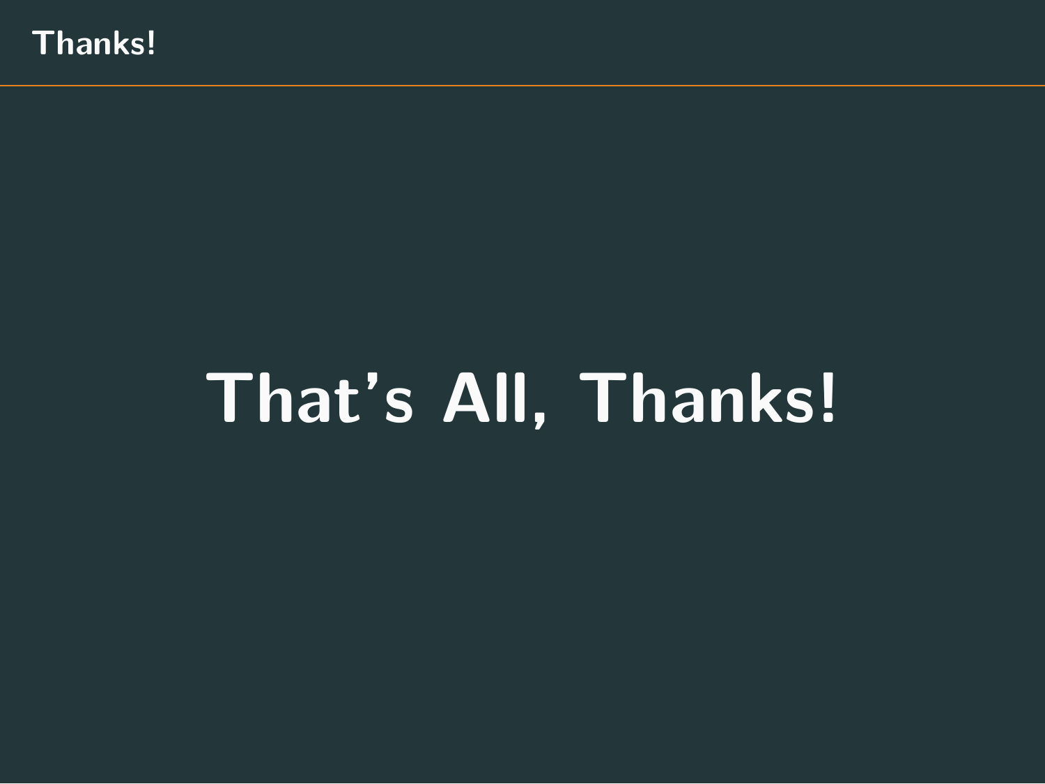# Thanks!

**That's All, Thanks!**